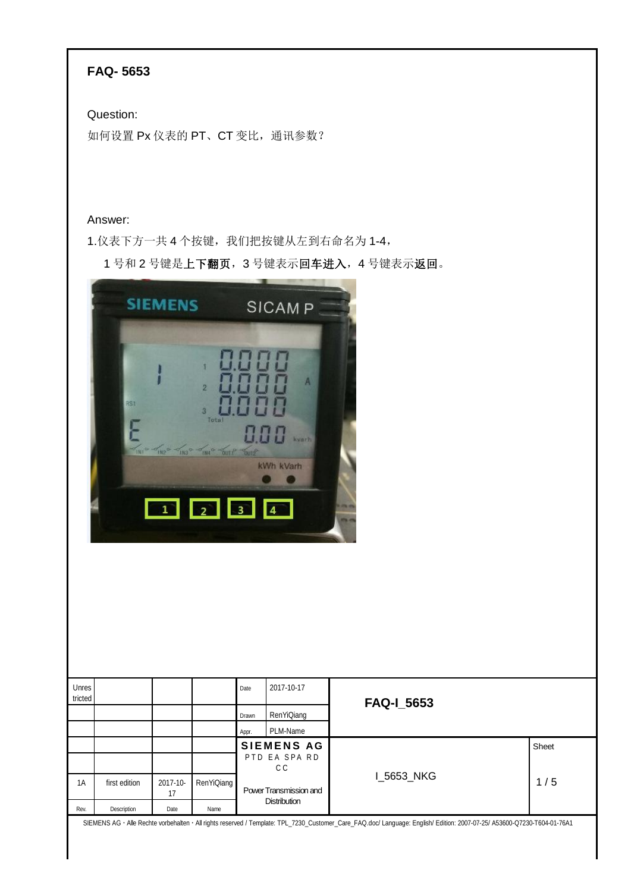**FAQ- 5653**

Question:

如何设置 Px 仪表的 PT、CT 变比，通讯参数？

Answer:

1.仪表下方一共 4 个按键，我们把按键从左到右命名为 1-4，

1 号和 2 号键是**上下翻页**，3 号键表示**回车进入**，4 号键表示**返回**。

| Unrestricted | | | | Date | 2017-10-17 | FAQ-I_5653 | |
|---|---|---|---|---|---|---|---|
| | | | | Drawn | RenYiQiang | | |
| | | | | Appr. | PLM-Name | | |
| | | | | SIEMENS AG PTD EA SPA RD CC Power Transmission and Distribution | | I_5653_NKG | Sheet 1 / 5 |
| 1A | first edition | 2017-10-17 | RenYiQiang | | | | |
| Rev. | Description | Date | Name | | | | |

SIEMENS AG · Alle Rechte vorbehalten · All rights reserved / Template: TPL_7230_Customer_Care_FAQ.doc/ Language: English/ Edition: 2007-07-25/ A53600-Q7230-T604-01-76A1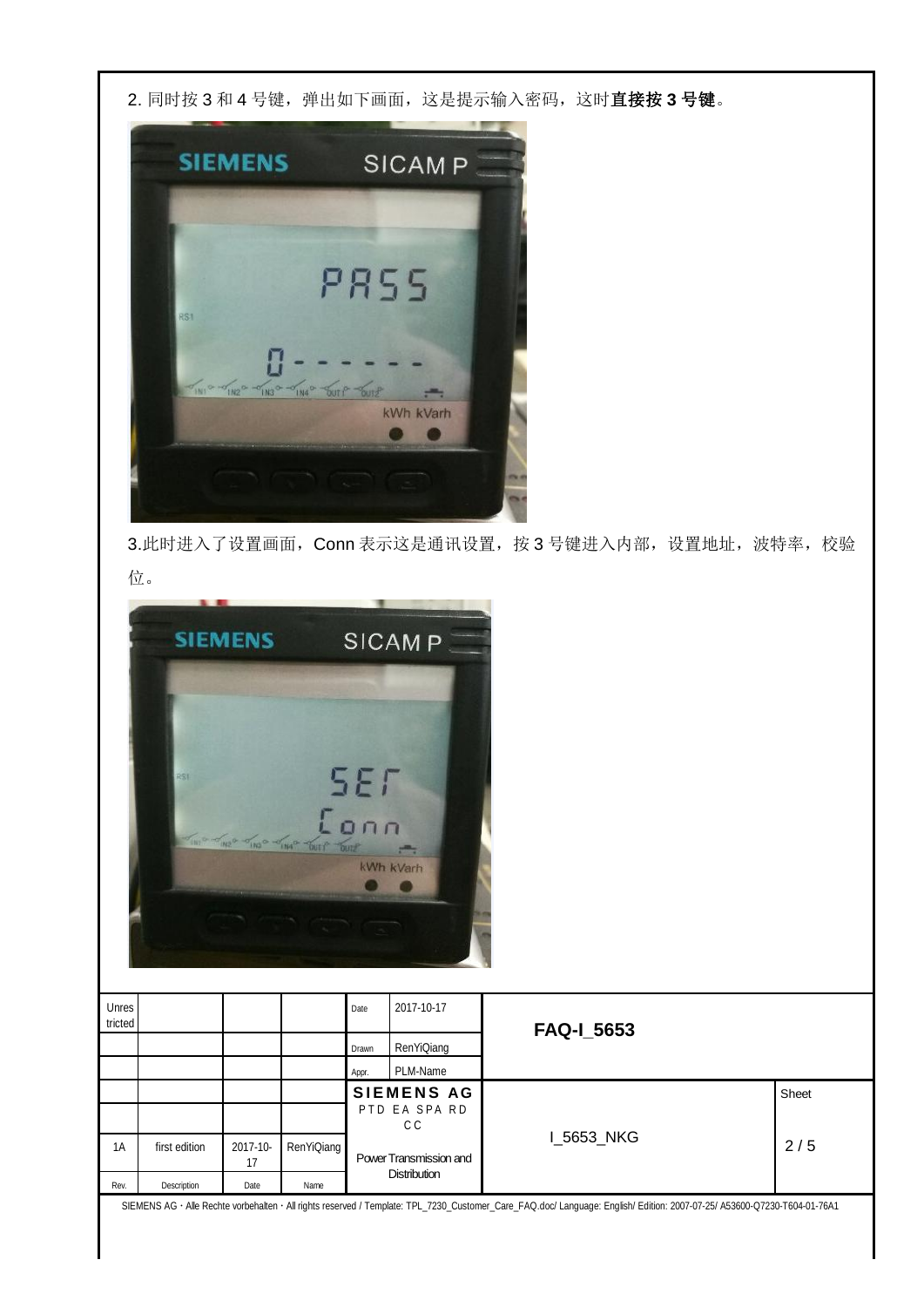2. 同时按 3 和 4 号键，弹出如下画面，这是提示输入密码，这时**直接按 3 号键**。

3.此时进入了设置画面，Conn 表示这是通讯设置，按 3 号键进入内部，设置地址，波特率，校验位。

| Unrestricted | | | | Date | 2017-10-17 | FAQ-I_5653 | |
|---|---|---|---|---|---|---|---|
| | | | | Drawn | RenYiQiang | | |
| | | | | Appr. | PLM-Name | | |
| | | | | SIEMENS AG PTD EA SPA RD CC Power Transmission and Distribution | | I_5653_NKG | Sheet 2 / 5 |
| | | | | | | | |
| 1A | first edition | 2017-10-17 | RenYiQiang | | | | |
| Rev. | Description | Date | Name | | | | |

SIEMENS AG · Alle Rechte vorbehalten · All rights reserved / Template: TPL_7230_Customer_Care_FAQ.doc/ Language: English/ Edition: 2007-07-25/ A53600-Q7230-T604-01-76A1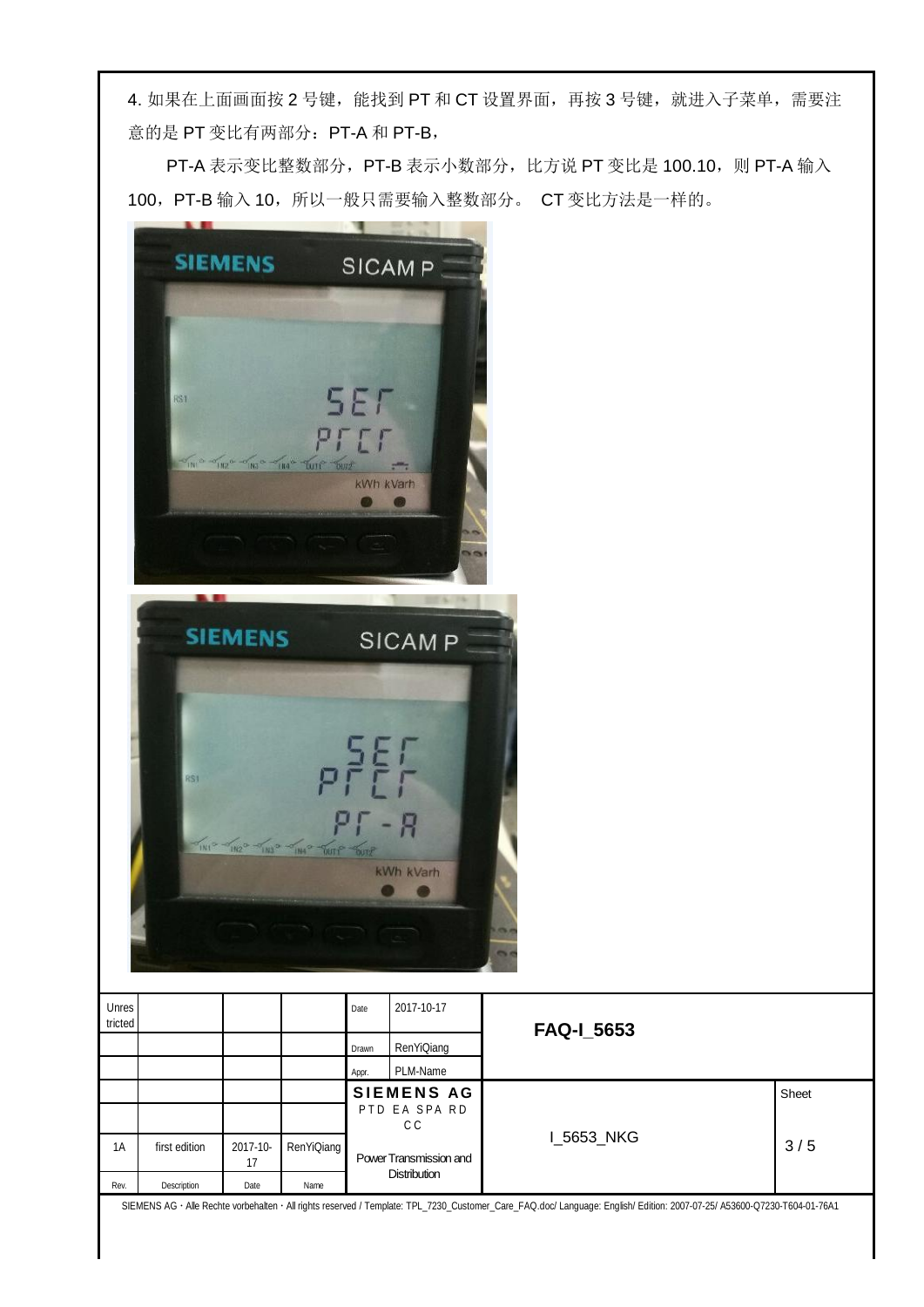4. 如果在上面画面按 2 号键，能找到 PT 和 CT 设置界面，再按 3 号键，就进入子菜单，需要注意的是 PT 变比有两部分：PT-A 和 PT-B，

PT-A 表示变比整数部分，PT-B 表示小数部分，比方说 PT 变比是 100.10，则 PT-A 输入 100，PT-B 输入 10，所以一般只需要输入整数部分。 CT 变比方法是一样的。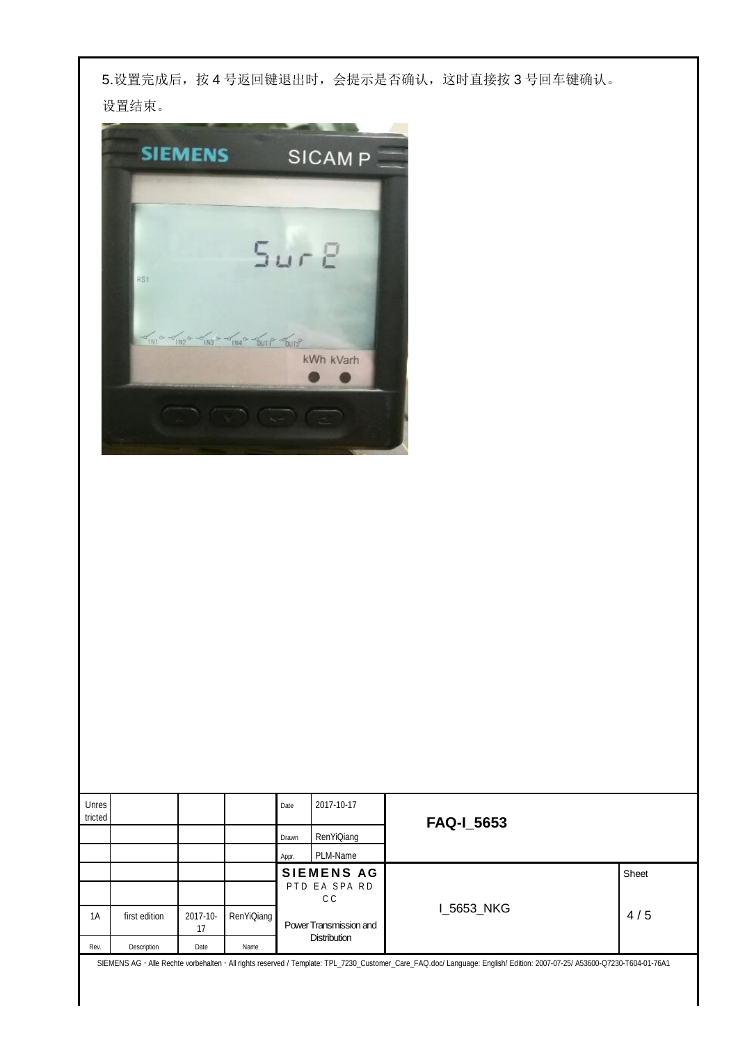5.设置完成后，按 4 号返回键退出时，会提示是否确认，这时直接按 3 号回车键确认。

设置结束。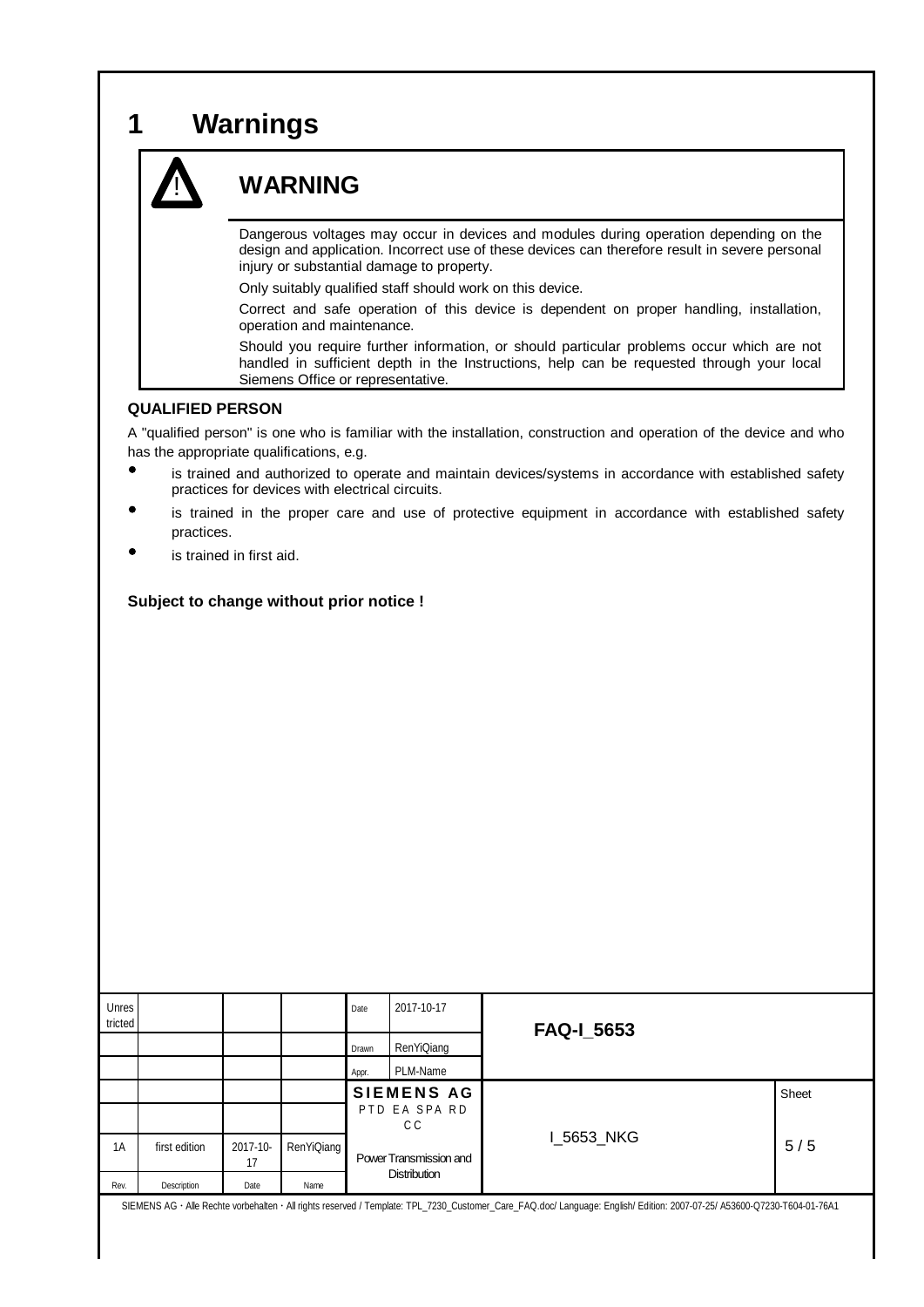# 1 Warnings

## WARNING

Dangerous voltages may occur in devices and modules during operation depending on the design and application. Incorrect use of these devices can therefore result in severe personal injury or substantial damage to property.

Only suitably qualified staff should work on this device.

Correct and safe operation of this device is dependent on proper handling, installation, operation and maintenance.

Should you require further information, or should particular problems occur which are not handled in sufficient depth in the Instructions, help can be requested through your local Siemens Office or representative.

**QUALIFIED PERSON**

A "qualified person" is one who is familiar with the installation, construction and operation of the device and who has the appropriate qualifications, e.g.

- is trained and authorized to operate and maintain devices/systems in accordance with established safety practices for devices with electrical circuits.
- is trained in the proper care and use of protective equipment in accordance with established safety practices.
- is trained in first aid.

**Subject to change without prior notice !**

| | | | | | | | |
|---|---|---|---|---|---|---|---|
| Unrestricted | | | | Date | 2017-10-17 | **FAQ-I_5653** | |
| | | | | Drawn | RenYiQiang | | |
| | | | | Appr. | PLM-Name | | |
| | | | | **SIEMENS AG** | | | Sheet |
| | | | | PTD EA SPA RD CC | | I_5653_NKG | |
| 1A | first edition | 2017-10-17 | RenYiQiang | Power Transmission and Distribution | | | 5 / 5 |
| Rev. | Description | Date | Name | | | | |

SIEMENS AG · Alle Rechte vorbehalten · All rights reserved / Template: TPL_7230_Customer_Care_FAQ.doc/ Language: English/ Edition: 2007-07-25/ A53600-Q7230-T604-01-76A1